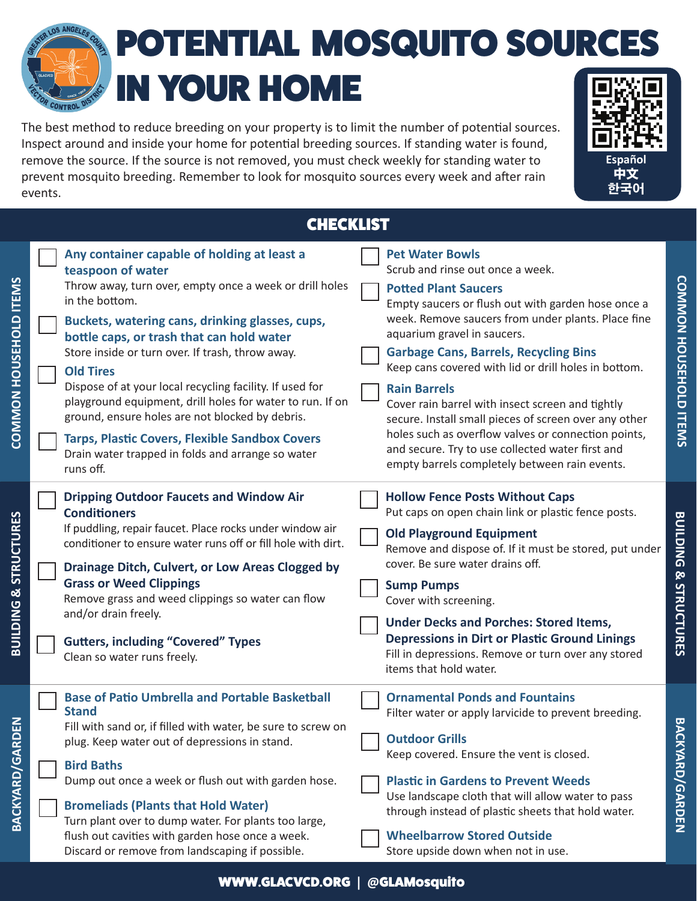# POTENTIAL MOSQUITO SOURCES IN YOUR HOME

The best method to reduce breeding on your property is to limit the number of potential sources. Inspect around and inside your home for potential breeding sources. If standing water is found, remove the source. If the source is not removed, you must check weekly for standing water to prevent mosquito breeding. Remember to look for mosquito sources every week and after rain events.

Español
中文
한국어

## CHECKLIST

### COMMON HOUSEHOLD ITEMS

- [ ] **Any container capable of holding at least a teaspoon of water**
  Throw away, turn over, empty once a week or drill holes in the bottom.
- [ ] **Buckets, watering cans, drinking glasses, cups, bottle caps, or trash that can hold water**
  Store inside or turn over. If trash, throw away.
- [ ] **Old Tires**
  Dispose of at your local recycling facility. If used for playground equipment, drill holes for water to run. If on ground, ensure holes are not blocked by debris.
- [ ] **Tarps, Plastic Covers, Flexible Sandbox Covers**
  Drain water trapped in folds and arrange so water runs off.
- [ ] **Pet Water Bowls**
  Scrub and rinse out once a week.
- [ ] **Potted Plant Saucers**
  Empty saucers or flush out with garden hose once a week. Remove saucers from under plants. Place fine aquarium gravel in saucers.
- [ ] **Garbage Cans, Barrels, Recycling Bins**
  Keep cans covered with lid or drill holes in bottom.
- [ ] **Rain Barrels**
  Cover rain barrel with insect screen and tightly secure. Install small pieces of screen over any other holes such as overflow valves or connection points, and secure. Try to use collected water first and empty barrels completely between rain events.

### BUILDING & STRUCTURES

- [ ] **Dripping Outdoor Faucets and Window Air Conditioners**
  If puddling, repair faucet. Place rocks under window air conditioner to ensure water runs off or fill hole with dirt.
- [ ] **Drainage Ditch, Culvert, or Low Areas Clogged by Grass or Weed Clippings**
  Remove grass and weed clippings so water can flow and/or drain freely.
- [ ] **Gutters, including "Covered" Types**
  Clean so water runs freely.
- [ ] **Hollow Fence Posts Without Caps**
  Put caps on open chain link or plastic fence posts.
- [ ] **Old Playground Equipment**
  Remove and dispose of. If it must be stored, put under cover. Be sure water drains off.
- [ ] **Sump Pumps**
  Cover with screening.
- [ ] **Under Decks and Porches: Stored Items, Depressions in Dirt or Plastic Ground Linings**
  Fill in depressions. Remove or turn over any stored items that hold water.

### BACKYARD/GARDEN

- [ ] **Base of Patio Umbrella and Portable Basketball Stand**
  Fill with sand or, if filled with water, be sure to screw on plug. Keep water out of depressions in stand.
- [ ] **Bird Baths**
  Dump out once a week or flush out with garden hose.
- [ ] **Bromeliads (Plants that Hold Water)**
  Turn plant over to dump water. For plants too large, flush out cavities with garden hose once a week. Discard or remove from landscaping if possible.
- [ ] **Ornamental Ponds and Fountains**
  Filter water or apply larvicide to prevent breeding.
- [ ] **Outdoor Grills**
  Keep covered. Ensure the vent is closed.
- [ ] **Plastic in Gardens to Prevent Weeds**
  Use landscape cloth that will allow water to pass through instead of plastic sheets that hold water.
- [ ] **Wheelbarrow Stored Outside**
  Store upside down when not in use.

**WWW.GLACVCD.ORG | @GLAMosquito**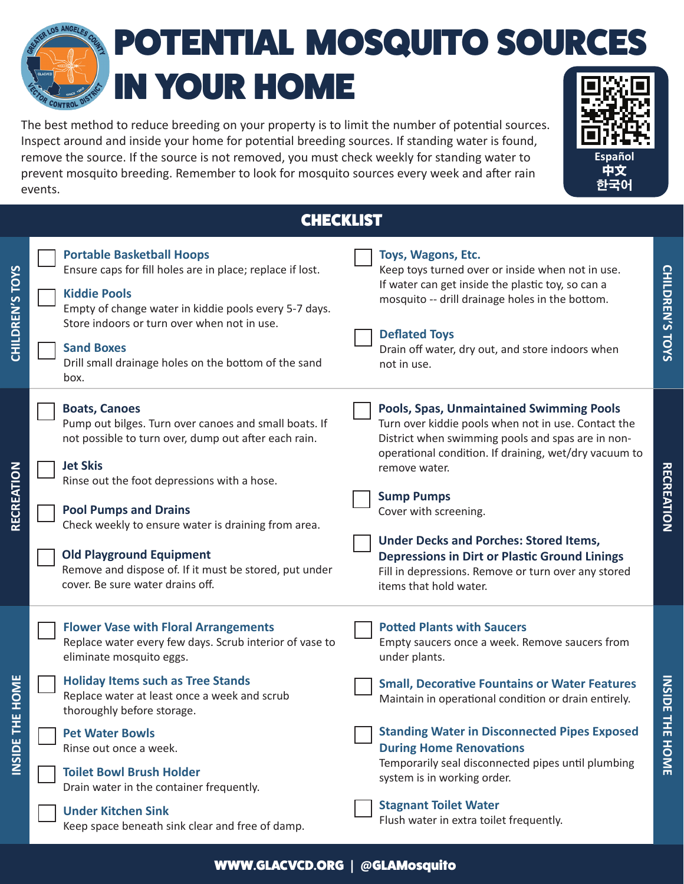# POTENTIAL MOSQUITO SOURCES IN YOUR HOME

The best method to reduce breeding on your property is to limit the number of potential sources. Inspect around and inside your home for potential breeding sources. If standing water is found, remove the source. If the source is not removed, you must check weekly for standing water to prevent mosquito breeding. Remember to look for mosquito sources every week and after rain events.

Español
中文
한국어

## CHECKLIST

### CHILDREN'S TOYS

- [ ] **Portable Basketball Hoops**
  Ensure caps for fill holes are in place; replace if lost.
- [ ] **Kiddie Pools**
  Empty of change water in kiddie pools every 5-7 days. Store indoors or turn over when not in use.
- [ ] **Sand Boxes**
  Drill small drainage holes on the bottom of the sand box.
- [ ] **Toys, Wagons, Etc.**
  Keep toys turned over or inside when not in use. If water can get inside the plastic toy, so can a mosquito -- drill drainage holes in the bottom.
- [ ] **Deflated Toys**
  Drain off water, dry out, and store indoors when not in use.

### RECREATION

- [ ] **Boats, Canoes**
  Pump out bilges. Turn over canoes and small boats. If not possible to turn over, dump out after each rain.
- [ ] **Jet Skis**
  Rinse out the foot depressions with a hose.
- [ ] **Pool Pumps and Drains**
  Check weekly to ensure water is draining from area.
- [ ] **Old Playground Equipment**
  Remove and dispose of. If it must be stored, put under cover. Be sure water drains off.
- [ ] **Pools, Spas, Unmaintained Swimming Pools**
  Turn over kiddie pools when not in use. Contact the District when swimming pools and spas are in non-operational condition. If draining, wet/dry vacuum to remove water.
- [ ] **Sump Pumps**
  Cover with screening.
- [ ] **Under Decks and Porches: Stored Items, Depressions in Dirt or Plastic Ground Linings**
  Fill in depressions. Remove or turn over any stored items that hold water.

### INSIDE THE HOME

- [ ] **Flower Vase with Floral Arrangements**
  Replace water every few days. Scrub interior of vase to eliminate mosquito eggs.
- [ ] **Holiday Items such as Tree Stands**
  Replace water at least once a week and scrub thoroughly before storage.
- [ ] **Pet Water Bowls**
  Rinse out once a week.
- [ ] **Toilet Bowl Brush Holder**
  Drain water in the container frequently.
- [ ] **Under Kitchen Sink**
  Keep space beneath sink clear and free of damp.
- [ ] **Potted Plants with Saucers**
  Empty saucers once a week. Remove saucers from under plants.
- [ ] **Small, Decorative Fountains or Water Features**
  Maintain in operational condition or drain entirely.
- [ ] **Standing Water in Disconnected Pipes Exposed During Home Renovations**
  Temporarily seal disconnected pipes until plumbing system is in working order.
- [ ] **Stagnant Toilet Water**
  Flush water in extra toilet frequently.

**WWW.GLACVCD.ORG | @GLAMosquito**